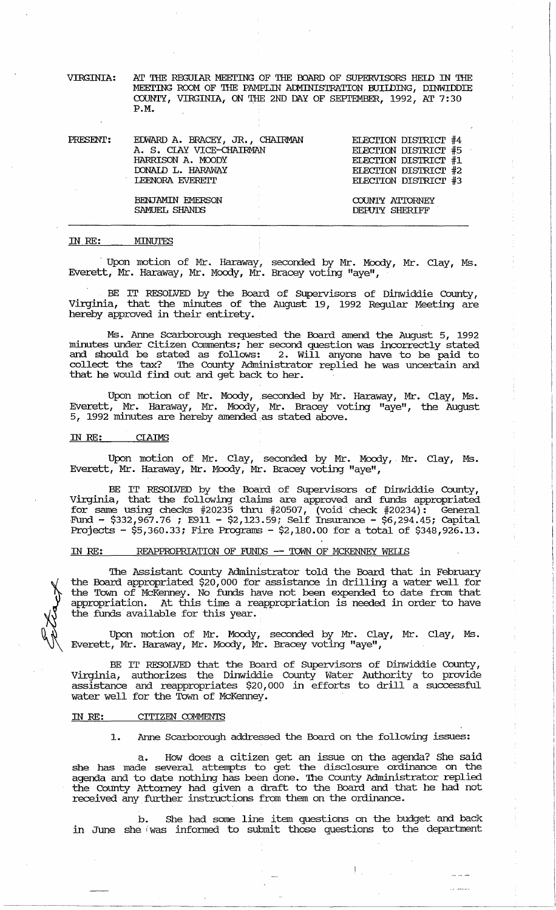VIRGINIA: AT THE REGULAR MEETING OF THE BOARD OF SUPERVISORS HELD IN THE MEETING ROOM OF THE PAMPLIN ADMINISTRATION BUILDING, DINWIDDIE COUNTY, VIRGINIA, ON THE 2ND DAY OF SEPTEMBER, 1992, AT 7:30 P.M.

| PRESENT: | | |
|---|---|---|
| | EDWARD A. BRACEY, JR., CHAIRMAN | ELECTION DISTRICT #4 |
| | A. S. CLAY VICE-CHAIRMAN | ELECTION DISTRICT #5 |
| | HARRISON A. MOODY | ELECTION DISTRICT #1 |
| | DONALD L. HARAWAY | ELECTION DISTRICT #2 |
| | LEENORA EVERETT | ELECTION DISTRICT #3 |
| | BENJAMIN EMERSON | COUNTY ATTORNEY |
| | SAMUEL SHANDS | DEPUTY SHERIFF |

IN RE: MINUTES

Upon motion of Mr. Haraway, seconded by Mr. Moody, Mr. Clay, Ms. Everett, Mr. Haraway, Mr. Moody, Mr. Bracey voting "aye",

BE IT RESOLVED by the Board of Supervisors of Dinwiddie County, Virginia, that the minutes of the August 19, 1992 Regular Meeting are hereby approved in their entirety.

Ms. Anne Scarborough requested the Board amend the August 5, 1992 minutes under Citizen Comments; her second question was incorrectly stated and should be stated as follows: 2. Will anyone have to be paid to collect the tax? The County Administrator replied he was uncertain and that he would find out and get back to her.

Upon motion of Mr. Moody, seconded by Mr. Haraway, Mr. Clay, Ms. Everett, Mr. Haraway, Mr. Moody, Mr. Bracey voting "aye", the August 5, 1992 minutes are hereby amended as stated above.

IN RE: CLAIMS

Upon motion of Mr. Clay, seconded by Mr. Moody, Mr. Clay, Ms. Everett, Mr. Haraway, Mr. Moody, Mr. Bracey voting "aye",

BE IT RESOLVED by the Board of Supervisors of Dinwiddie County, Virginia, that the following claims are approved and funds appropriated for same using checks #20235 thru #20507, (void check #20234): General Fund - $332,967.76 ; E911 - $2,123.59; Self Insurance - $6,294.45; Capital Projects - $5,360.33; Fire Programs - $2,180.00 for a total of $348,926.13.

IN RE: REAPPROPRIATION OF FUNDS -- TOWN OF MCKENNEY WELLS

The Assistant County Administrator told the Board that in February the Board appropriated $20,000 for assistance in drilling a water well for the Town of McKenney. No funds have not been expended to date from that appropriation. At this time a reappropriation is needed in order to have the funds available for this year.

Upon motion of Mr. Moody, seconded by Mr. Clay, Mr. Clay, Ms. Everett, Mr. Haraway, Mr. Moody, Mr. Bracey voting "aye",

BE IT RESOLVED that the Board of Supervisors of Dinwiddie County, Virginia, authorizes the Dinwiddie County Water Authority to provide assistance and reappropriates $20,000 in efforts to drill a successful water well for the Town of McKenney.

IN RE: CITIZEN COMMENTS

1. Anne Scarborough addressed the Board on the following issues:

   a. How does a citizen get an issue on the agenda? She said she has made several attempts to get the disclosure ordinance on the agenda and to date nothing has been done. The County Administrator replied the County Attorney had given a draft to the Board and that he had not received any further instructions from them on the ordinance.

   b. She had some line item questions on the budget and back in June she was informed to submit those questions to the department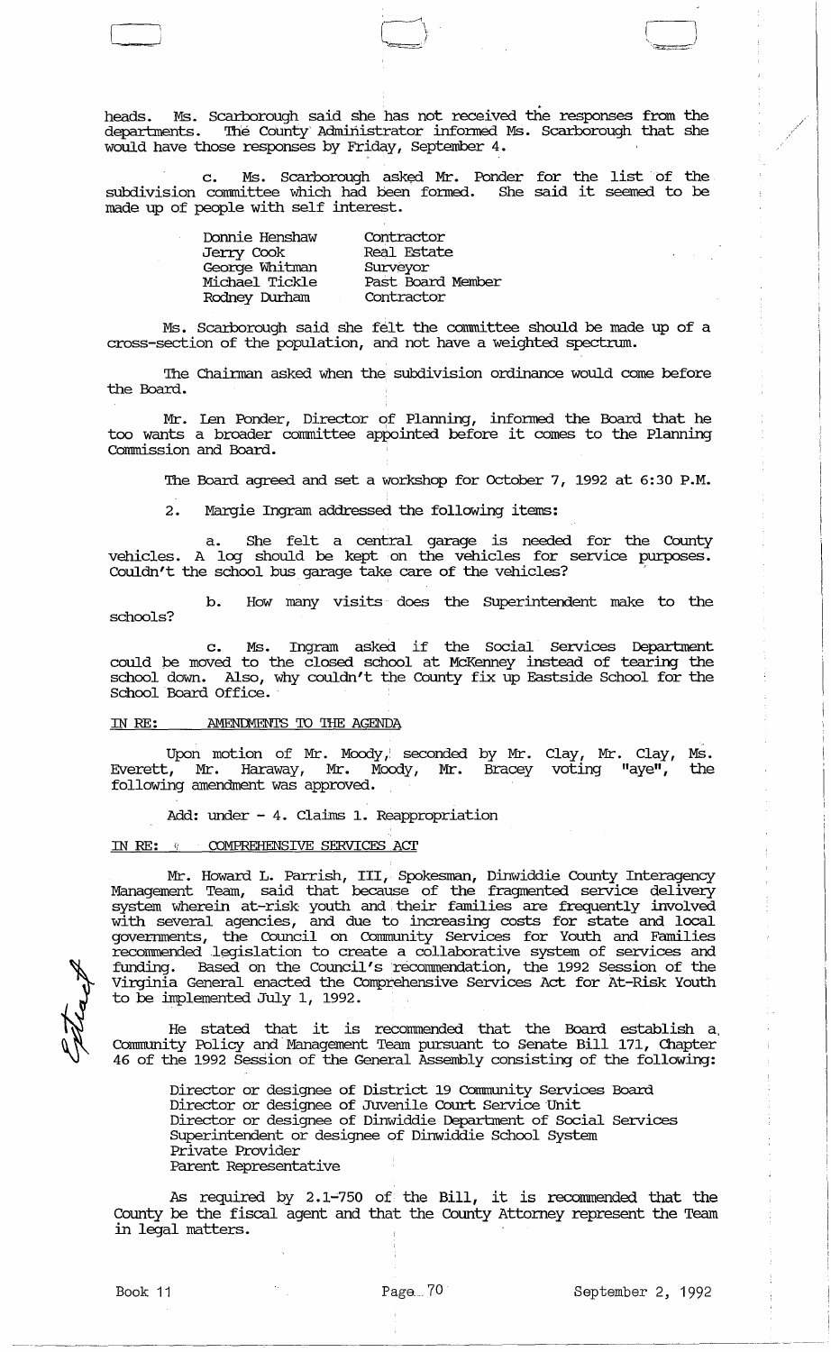heads. Ms. Scarborough said she has not received the responses from the departments. The County Administrator informed Ms. Scarborough that she would have those responses by Friday, September 4.

c. Ms. Scarborough asked Mr. Ponder for the list of the subdivision committee which had been formed. She said it seemed to be made up of people with self interest.

| | |
|---|---|
| Donnie Henshaw | Contractor |
| Jerry Cook | Real Estate |
| George Whitman | Surveyor |
| Michael Tickle | Past Board Member |
| Rodney Durham | Contractor |

Ms. Scarborough said she felt the committee should be made up of a cross-section of the population, and not have a weighted spectrum.

The Chairman asked when the subdivision ordinance would come before the Board.

Mr. Len Ponder, Director of Planning, informed the Board that he too wants a broader committee appointed before it comes to the Planning Commission and Board.

The Board agreed and set a workshop for October 7, 1992 at 6:30 P.M.

2. Margie Ingram addressed the following items:

a. She felt a central garage is needed for the County vehicles. A log should be kept on the vehicles for service purposes. Couldn't the school bus garage take care of the vehicles?

b. How many visits does the Superintendent make to the schools?

c. Ms. Ingram asked if the Social Services Department could be moved to the closed school at McKenney instead of tearing the school down. Also, why couldn't the County fix up Eastside School for the School Board Office.

IN RE: AMENDMENTS TO THE AGENDA

Upon motion of Mr. Moody, seconded by Mr. Clay, Mr. Clay, Ms. Everett, Mr. Haraway, Mr. Moody, Mr. Bracey voting "aye", the following amendment was approved.

Add: under - 4. Claims 1. Reappropriation

IN RE: COMPREHENSIVE SERVICES ACT

Mr. Howard L. Parrish, III, Spokesman, Dinwiddie County Interagency Management Team, said that because of the fragmented service delivery system wherein at-risk youth and their families are frequently involved with several agencies, and due to increasing costs for state and local governments, the Council on Community Services for Youth and Families recommended legislation to create a collaborative system of services and funding. Based on the Council's recommendation, the 1992 Session of the Virginia General enacted the Comprehensive Services Act for At-Risk Youth to be implemented July 1, 1992.

He stated that it is recommended that the Board establish a Community Policy and Management Team pursuant to Senate Bill 171, Chapter 46 of the 1992 Session of the General Assembly consisting of the following:

Director or designee of District 19 Community Services Board
Director or designee of Juvenile Court Service Unit
Director or designee of Dinwiddie Department of Social Services
Superintendent or designee of Dinwiddie School System
Private Provider
Parent Representative

As required by 2.1-750 of the Bill, it is recommended that the County be the fiscal agent and that the County Attorney represent the Team in legal matters.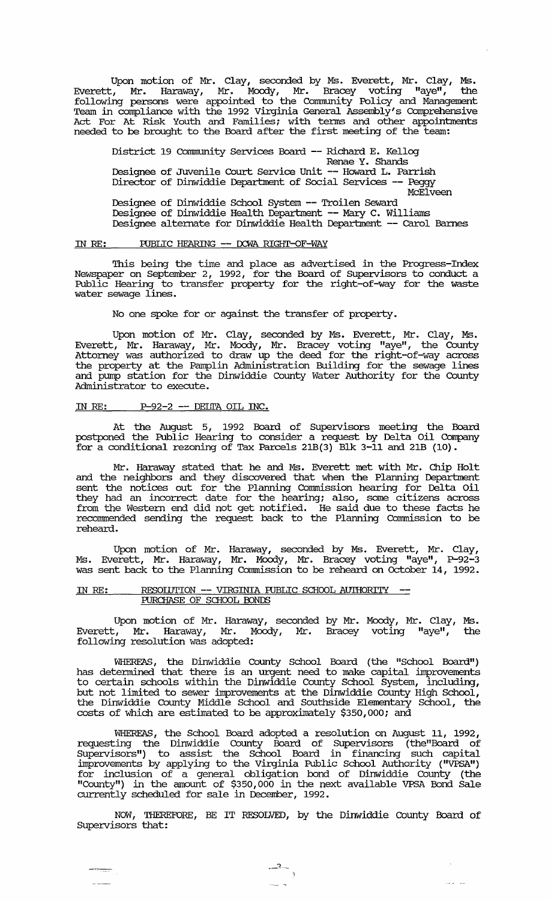Upon motion of Mr. Clay, seconded by Ms. Everett, Mr. Clay, Ms. Everett, Mr. Haraway, Mr. Moody, Mr. Bracey voting "aye", the following persons were appointed to the Community Policy and Management Team in compliance with the 1992 Virginia General Assembly's Comprehensive Act For At Risk Youth and Families; with terms and other appointments needed to be brought to the Board after the first meeting of the team:

District 19 Community Services Board -- Richard E. Kellog
Renae Y. Shands
Designee of Juvenile Court Service Unit -- Howard L. Parrish
Director of Dinwiddie Department of Social Services -- Peggy McElveen
Designee of Dinwiddie School System -- Troilen Seward
Designee of Dinwiddie Health Department -- Mary C. Williams
Designee alternate for Dinwiddie Health Department -- Carol Barnes

IN RE: PUBLIC HEARING -- DCWA RIGHT-OF-WAY

This being the time and place as advertised in the Progress-Index Newspaper on September 2, 1992, for the Board of Supervisors to conduct a Public Hearing to transfer property for the right-of-way for the waste water sewage lines.

No one spoke for or against the transfer of property.

Upon motion of Mr. Clay, seconded by Ms. Everett, Mr. Clay, Ms. Everett, Mr. Haraway, Mr. Moody, Mr. Bracey voting "aye", the County Attorney was authorized to draw up the deed for the right-of-way across the property at the Pamplin Administration Building for the sewage lines and pump station for the Dinwiddie County Water Authority for the County Administrator to execute.

IN RE: P-92-2 -- DELTA OIL INC.

At the August 5, 1992 Board of Supervisors meeting the Board postponed the Public Hearing to consider a request by Delta Oil Company for a conditional rezoning of Tax Parcels 21B(3) Blk 3-11 and 21B (10).

Mr. Haraway stated that he and Ms. Everett met with Mr. Chip Holt and the neighbors and they discovered that when the Planning Department sent the notices out for the Planning Commission hearing for Delta Oil they had an incorrect date for the hearing; also, some citizens across from the Western end did not get notified. He said due to these facts he recommended sending the request back to the Planning Commission to be reheard.

Upon motion of Mr. Haraway, seconded by Ms. Everett, Mr. Clay, Ms. Everett, Mr. Haraway, Mr. Moody, Mr. Bracey voting "aye", P-92-3 was sent back to the Planning Commission to be reheard on October 14, 1992.

IN RE: RESOLUTION -- VIRGINIA PUBLIC SCHOOL AUTHORITY -- PURCHASE OF SCHOOL BONDS

Upon motion of Mr. Haraway, seconded by Mr. Moody, Mr. Clay, Ms. Everett, Mr. Haraway, Mr. Moody, Mr. Bracey voting "aye", the following resolution was adopted:

WHEREAS, the Dinwiddie County School Board (the "School Board") has determined that there is an urgent need to make capital improvements to certain schools within the Dinwiddie County School System, including, but not limited to sewer improvements at the Dinwiddie County High School, the Dinwiddie County Middle School and Southside Elementary School, the costs of which are estimated to be approximately $350,000; and

WHEREAS, the School Board adopted a resolution on August 11, 1992, requesting the Dinwiddie County Board of Supervisors (the"Board of Supervisors") to assist the School Board in financing such capital improvements by applying to the Virginia Public School Authority ("VPSA") for inclusion of a general obligation bond of Dinwiddie County (the "County") in the amount of $350,000 in the next available VPSA Bond Sale currently scheduled for sale in December, 1992.

NOW, THEREFORE, BE IT RESOLVED, by the Dinwiddie County Board of Supervisors that: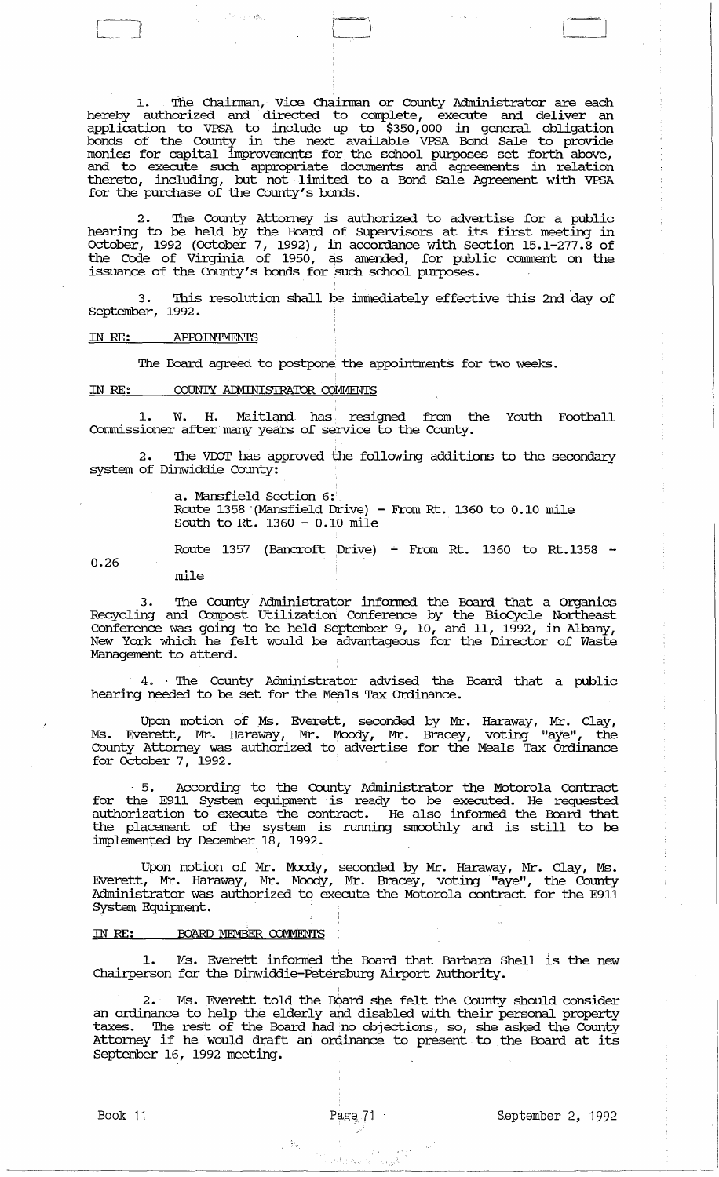1. The Chairman, Vice Chairman or County Administrator are each hereby authorized and directed to complete, execute and deliver an application to VPSA to include up to $350,000 in general obligation bonds of the County in the next available VPSA Bond Sale to provide monies for capital improvements for the school purposes set forth above, and to execute such appropriate documents and agreements in relation thereto, including, but not limited to a Bond Sale Agreement with VPSA for the purchase of the County's bonds.

2. The County Attorney is authorized to advertise for a public hearing to be held by the Board of Supervisors at its first meeting in October, 1992 (October 7, 1992), in accordance with Section 15.1-277.8 of the Code of Virginia of 1950, as amended, for public comment on the issuance of the County's bonds for such school purposes.

3. This resolution shall be immediately effective this 2nd day of September, 1992.

IN RE: APPOINTMENTS

The Board agreed to postpone the appointments for two weeks.

IN RE: COUNTY ADMINISTRATOR COMMENTS

1. W. H. Maitland has resigned from the Youth Football Commissioner after many years of service to the County.

2. The VDOT has approved the following additions to the secondary system of Dinwiddie County:

a. Mansfield Section 6:
Route 1358 (Mansfield Drive) - From Rt. 1360 to 0.10 mile South to Rt. 1360 - 0.10 mile

Route 1357 (Bancroft Drive) - From Rt. 1360 to Rt.1358 - 0.26 mile

3. The County Administrator informed the Board that a Organics Recycling and Compost Utilization Conference by the BioCycle Northeast Conference was going to be held September 9, 10, and 11, 1992, in Albany, New York which he felt would be advantageous for the Director of Waste Management to attend.

4. The County Administrator advised the Board that a public hearing needed to be set for the Meals Tax Ordinance.

Upon motion of Ms. Everett, seconded by Mr. Haraway, Mr. Clay, Ms. Everett, Mr. Haraway, Mr. Moody, Mr. Bracey, voting "aye", the County Attorney was authorized to advertise for the Meals Tax Ordinance for October 7, 1992.

5. According to the County Administrator the Motorola Contract for the E911 System equipment is ready to be executed. He requested authorization to execute the contract. He also informed the Board that the placement of the system is running smoothly and is still to be implemented by December 18, 1992.

Upon motion of Mr. Moody, seconded by Mr. Haraway, Mr. Clay, Ms. Everett, Mr. Haraway, Mr. Moody, Mr. Bracey, voting "aye", the County Administrator was authorized to execute the Motorola contract for the E911 System Equipment.

IN RE: BOARD MEMBER COMMENTS

1. Ms. Everett informed the Board that Barbara Shell is the new Chairperson for the Dinwiddie-Petersburg Airport Authority.

2. Ms. Everett told the Board she felt the County should consider an ordinance to help the elderly and disabled with their personal property taxes. The rest of the Board had no objections, so, she asked the County Attorney if he would draft an ordinance to present to the Board at its September 16, 1992 meeting.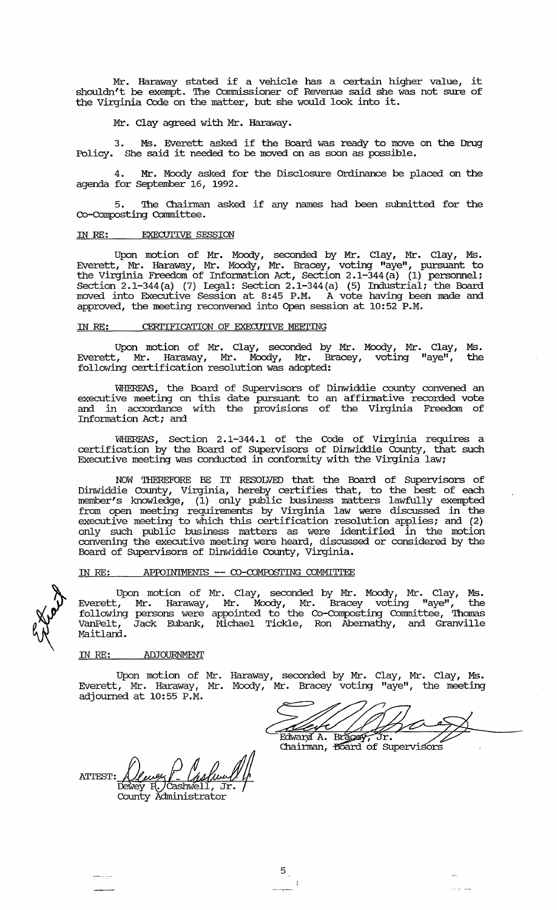Mr. Haraway stated if a vehicle has a certain higher value, it shouldn't be exempt. The Commissioner of Revenue said she was not sure of the Virginia Code on the matter, but she would look into it.

Mr. Clay agreed with Mr. Haraway.

3. Ms. Everett asked if the Board was ready to move on the Drug Policy. She said it needed to be moved on as soon as possible.

4. Mr. Moody asked for the Disclosure Ordinance be placed on the agenda for September 16, 1992.

5. The Chairman asked if any names had been submitted for the Co-Composting Committee.

IN RE: EXECUTIVE SESSION

Upon motion of Mr. Moody, seconded by Mr. Clay, Mr. Clay, Ms. Everett, Mr. Haraway, Mr. Moody, Mr. Bracey, voting "aye", pursuant to the Virginia Freedom of Information Act, Section 2.1-344(a) (1) personnel; Section 2.1-344(a) (7) Legal: Section 2.1-344(a) (5) Industrial; the Board moved into Executive Session at 8:45 P.M. A vote having been made and approved, the meeting reconvened into Open session at 10:52 P.M.

IN RE: CERTIFICATION OF EXECUTIVE MEETING

Upon motion of Mr. Clay, seconded by Mr. Moody, Mr. Clay, Ms. Everett, Mr. Haraway, Mr. Moody, Mr. Bracey, voting "aye", the following certification resolution was adopted:

WHEREAS, the Board of Supervisors of Dinwiddie county convened an executive meeting on this date pursuant to an affirmative recorded vote and in accordance with the provisions of the Virginia Freedom of Information Act; and

WHEREAS, Section 2.1-344.1 of the Code of Virginia requires a certification by the Board of Supervisors of Dinwiddie County, that such Executive meeting was conducted in conformity with the Virginia law;

NOW THEREFORE BE IT RESOLVED that the Board of Supervisors of Dinwiddie County, Virginia, hereby certifies that, to the best of each member's knowledge, (1) only public business matters lawfully exempted from open meeting requirements by Virginia law were discussed in the executive meeting to which this certification resolution applies; and (2) only such public business matters as were identified in the motion convening the executive meeting were heard, discussed or considered by the Board of Supervisors of Dinwiddie County, Virginia.

IN RE: APPOINTMENTS -- CO-COMPOSTING COMMITTEE

Upon motion of Mr. Clay, seconded by Mr. Moody, Mr. Clay, Ms. Everett, Mr. Haraway, Mr. Moody, Mr. Bracey voting "aye", the following persons were appointed to the Co-Composting Committee, Thomas VanPelt, Jack Eubank, Michael Tickle, Ron Abernathy, and Granville Maitland.

IN RE: ADJOURNMENT

Upon motion of Mr. Haraway, seconded by Mr. Clay, Mr. Clay, Ms. Everett, Mr. Haraway, Mr. Moody, Mr. Bracey voting "aye", the meeting adjourned at 10:55 P.M.

Edward A. Bracey, Jr.
Chairman, Board of Supervisors

ATTEST:
Dewey P. Cashwell, Jr.
County Administrator